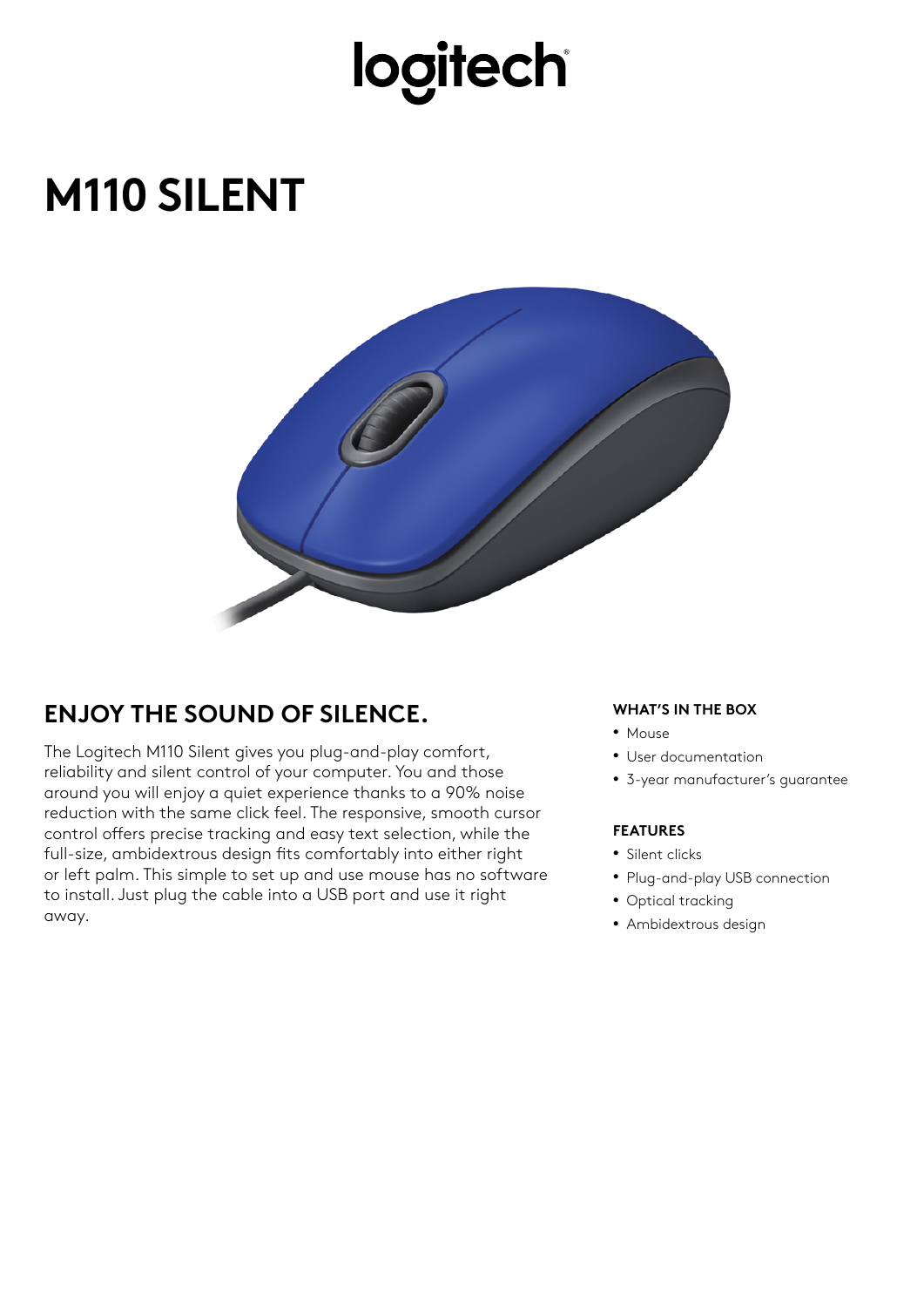# logitech

# M110 SILENT

## ENJOY THE SOUND OF SILENCE.

The Logitech M110 Silent gives you plug-and-play comfort, reliability and silent control of your computer. You and those around you will enjoy a quiet experience thanks to a 90% noise reduction with the same click feel. The responsive, smooth cursor control offers precise tracking and easy text selection, while the full-size, ambidextrous design fits comfortably into either right or left palm. This simple to set up and use mouse has no software to install. Just plug the cable into a USB port and use it right away.

#### WHAT'S IN THE BOX

- Mouse
- User documentation
- 3-year manufacturer's guarantee

#### FEATURES

- Silent clicks
- Plug-and-play USB connection
- Optical tracking
- Ambidextrous design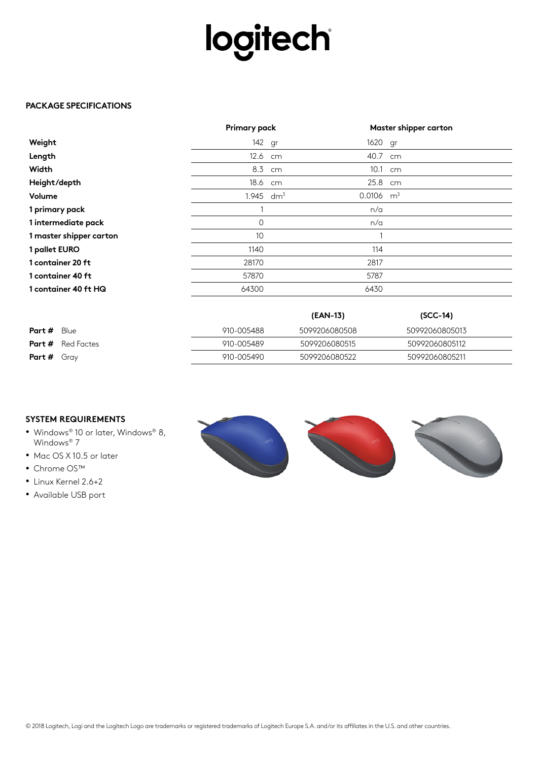## PACKAGE SPECIFICATIONS

| | Primary pack | Master shipper carton |
|---|---|---|
| **Weight** | 142 gr | 1620 gr |
| **Length** | 12.6 cm | 40.7 cm |
| **Width** | 8.3 cm | 10.1 cm |
| **Height/depth** | 18.6 cm | 25.8 cm |
| **Volume** | 1.945 $dm^3$ | 0.0106 $m^3$ |
| **1 primary pack** | 1 | n/a |
| **1 intermediate pack** | 0 | n/a |
| **1 master shipper carton** | 10 | 1 |
| **1 pallet EURO** | 1140 | 114 |
| **1 container 20 ft** | 28170 | 2817 |
| **1 container 40 ft** | 57870 | 5787 |
| **1 container 40 ft HQ** | 64300 | 6430 |

| | | (EAN-13) | (SCC-14) |
|---|---|---|---|
| **Part #** Blue | 910-005488 | 5099206080508 | 50992060805013 |
| **Part #** Red Factes | 910-005489 | 5099206080515 | 50992060805112 |
| **Part #** Gray | 910-005490 | 5099206080522 | 50992060805211 |

## SYSTEM REQUIREMENTS

- Windows® 10 or later, Windows® 8, Windows® 7
- Mac OS X 10.5 or later
- Chrome OS™
- Linux Kernel 2.6+2
- Available USB port

© 2018 Logitech, Logi and the Logitech Logo are trademarks or registered trademarks of Logitech Europe S.A. and/or its affiliates in the U.S. and other countries.